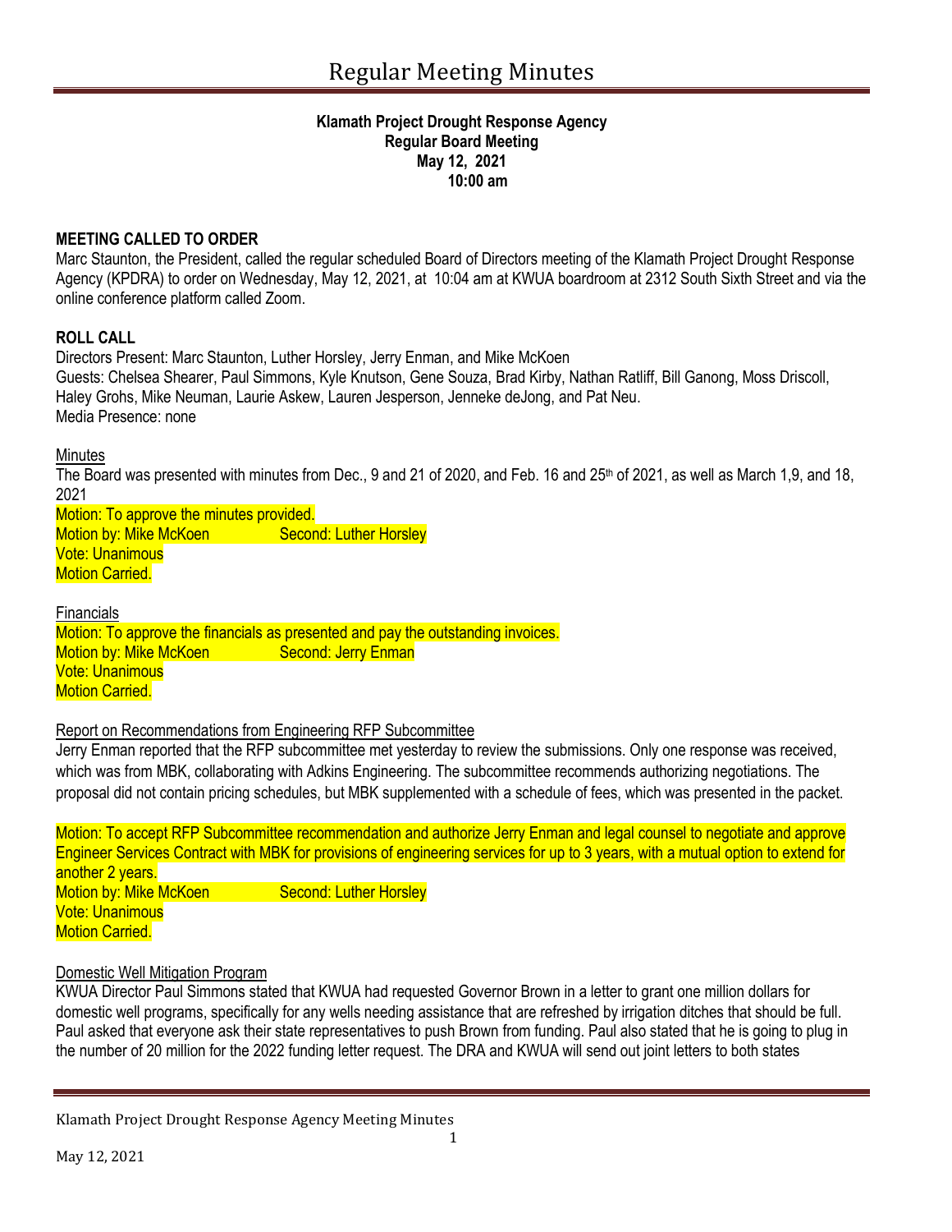# Regular Meeting Minutes

**Klamath Project Drought Response Agency**
**Regular Board Meeting**
**May 12, 2021**
**10:00 am**

**MEETING CALLED TO ORDER**

Marc Staunton, the President, called the regular scheduled Board of Directors meeting of the Klamath Project Drought Response Agency (KPDRA) to order on Wednesday, May 12, 2021, at 10:04 am at KWUA boardroom at 2312 South Sixth Street and via the online conference platform called Zoom.

**ROLL CALL**

Directors Present: Marc Staunton, Luther Horsley, Jerry Enman, and Mike McKoen
Guests: Chelsea Shearer, Paul Simmons, Kyle Knutson, Gene Souza, Brad Kirby, Nathan Ratliff, Bill Ganong, Moss Driscoll, Haley Grohs, Mike Neuman, Laurie Askew, Lauren Jesperson, Jenneke deJong, and Pat Neu.
Media Presence: none

Minutes

The Board was presented with minutes from Dec., 9 and 21 of 2020, and Feb. 16 and 25th of 2021, as well as March 1,9, and 18, 2021

Motion: To approve the minutes provided.
Motion by: Mike McKoen Second: Luther Horsley
Vote: Unanimous
Motion Carried.

Financials

Motion: To approve the financials as presented and pay the outstanding invoices.
Motion by: Mike McKoen Second: Jerry Enman
Vote: Unanimous
Motion Carried.

Report on Recommendations from Engineering RFP Subcommittee

Jerry Enman reported that the RFP subcommittee met yesterday to review the submissions. Only one response was received, which was from MBK, collaborating with Adkins Engineering. The subcommittee recommends authorizing negotiations. The proposal did not contain pricing schedules, but MBK supplemented with a schedule of fees, which was presented in the packet.

Motion: To accept RFP Subcommittee recommendation and authorize Jerry Enman and legal counsel to negotiate and approve Engineer Services Contract with MBK for provisions of engineering services for up to 3 years, with a mutual option to extend for another 2 years.
Motion by: Mike McKoen Second: Luther Horsley
Vote: Unanimous
Motion Carried.

Domestic Well Mitigation Program

KWUA Director Paul Simmons stated that KWUA had requested Governor Brown in a letter to grant one million dollars for domestic well programs, specifically for any wells needing assistance that are refreshed by irrigation ditches that should be full. Paul asked that everyone ask their state representatives to push Brown from funding. Paul also stated that he is going to plug in the number of 20 million for the 2022 funding letter request. The DRA and KWUA will send out joint letters to both states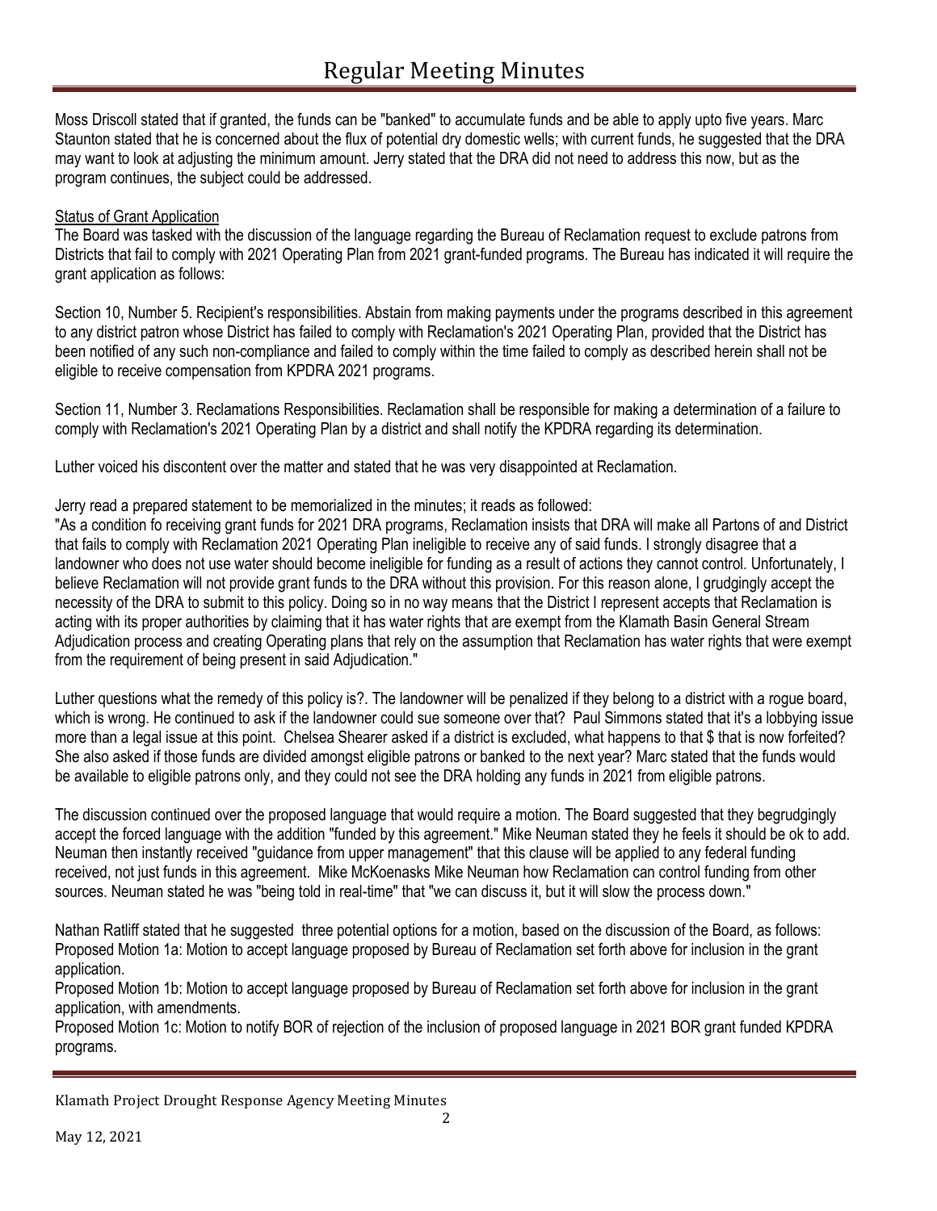Moss Driscoll stated that if granted, the funds can be "banked" to accumulate funds and be able to apply upto five years. Marc Staunton stated that he is concerned about the flux of potential dry domestic wells; with current funds, he suggested that the DRA may want to look at adjusting the minimum amount. Jerry stated that the DRA did not need to address this now, but as the program continues, the subject could be addressed.

<u>Status of Grant Application</u>

The Board was tasked with the discussion of the language regarding the Bureau of Reclamation request to exclude patrons from Districts that fail to comply with 2021 Operating Plan from 2021 grant-funded programs. The Bureau has indicated it will require the grant application as follows:

Section 10, Number 5. Recipient's responsibilities. Abstain from making payments under the programs described in this agreement to any district patron whose District has failed to comply with Reclamation's 2021 Operating Plan, provided that the District has been notified of any such non-compliance and failed to comply within the time failed to comply as described herein shall not be eligible to receive compensation from KPDRA 2021 programs.

Section 11, Number 3. Reclamations Responsibilities. Reclamation shall be responsible for making a determination of a failure to comply with Reclamation's 2021 Operating Plan by a district and shall notify the KPDRA regarding its determination.

Luther voiced his discontent over the matter and stated that he was very disappointed at Reclamation.

Jerry read a prepared statement to be memorialized in the minutes; it reads as followed:

"As a condition fo receiving grant funds for 2021 DRA programs, Reclamation insists that DRA will make all Partons of and District that fails to comply with Reclamation 2021 Operating Plan ineligible to receive any of said funds. I strongly disagree that a landowner who does not use water should become ineligible for funding as a result of actions they cannot control. Unfortunately, I believe Reclamation will not provide grant funds to the DRA without this provision. For this reason alone, I grudgingly accept the necessity of the DRA to submit to this policy. Doing so in no way means that the District I represent accepts that Reclamation is acting with its proper authorities by claiming that it has water rights that are exempt from the Klamath Basin General Stream Adjudication process and creating Operating plans that rely on the assumption that Reclamation has water rights that were exempt from the requirement of being present in said Adjudication."

Luther questions what the remedy of this policy is?. The landowner will be penalized if they belong to a district with a rogue board, which is wrong. He continued to ask if the landowner could sue someone over that? Paul Simmons stated that it's a lobbying issue more than a legal issue at this point. Chelsea Shearer asked if a district is excluded, what happens to that $ that is now forfeited? She also asked if those funds are divided amongst eligible patrons or banked to the next year? Marc stated that the funds would be available to eligible patrons only, and they could not see the DRA holding any funds in 2021 from eligible patrons.

The discussion continued over the proposed language that would require a motion. The Board suggested that they begrudgingly accept the forced language with the addition "funded by this agreement." Mike Neuman stated they he feels it should be ok to add. Neuman then instantly received "guidance from upper management" that this clause will be applied to any federal funding received, not just funds in this agreement. Mike McKoenasks Mike Neuman how Reclamation can control funding from other sources. Neuman stated he was "being told in real-time" that "we can discuss it, but it will slow the process down."

Nathan Ratliff stated that he suggested three potential options for a motion, based on the discussion of the Board, as follows:

Proposed Motion 1a: Motion to accept language proposed by Bureau of Reclamation set forth above for inclusion in the grant application.

Proposed Motion 1b: Motion to accept language proposed by Bureau of Reclamation set forth above for inclusion in the grant application, with amendments.

Proposed Motion 1c: Motion to notify BOR of rejection of the inclusion of proposed language in 2021 BOR grant funded KPDRA programs.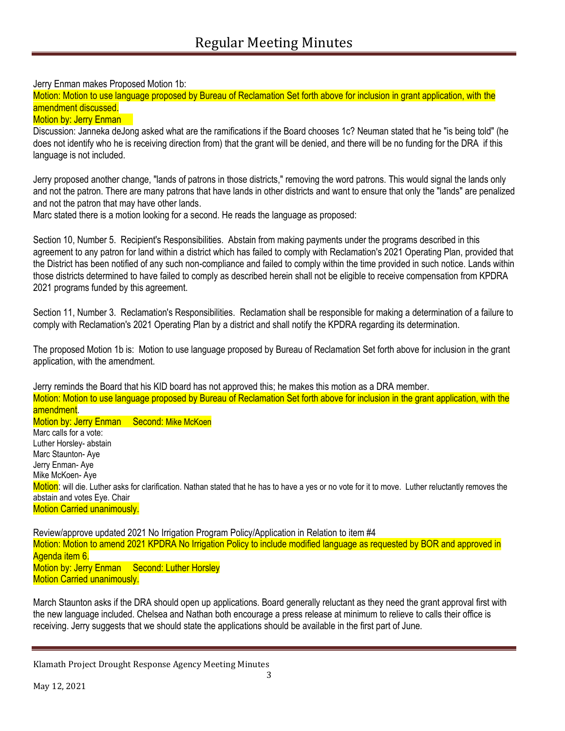Jerry Enman makes Proposed Motion 1b:

Motion: Motion to use language proposed by Bureau of Reclamation Set forth above for inclusion in grant application, with the amendment discussed.

Motion by: Jerry Enman

Discussion: Janneka deJong asked what are the ramifications if the Board chooses 1c? Neuman stated that he "is being told" (he does not identify who he is receiving direction from) that the grant will be denied, and there will be no funding for the DRA if this language is not included.

Jerry proposed another change, "lands of patrons in those districts," removing the word patrons. This would signal the lands only and not the patron. There are many patrons that have lands in other districts and want to ensure that only the "lands" are penalized and not the patron that may have other lands.

Marc stated there is a motion looking for a second. He reads the language as proposed:

Section 10, Number 5. Recipient's Responsibilities. Abstain from making payments under the programs described in this agreement to any patron for land within a district which has failed to comply with Reclamation's 2021 Operating Plan, provided that the District has been notified of any such non-compliance and failed to comply within the time provided in such notice. Lands within those districts determined to have failed to comply as described herein shall not be eligible to receive compensation from KPDRA 2021 programs funded by this agreement.

Section 11, Number 3. Reclamation's Responsibilities. Reclamation shall be responsible for making a determination of a failure to comply with Reclamation's 2021 Operating Plan by a district and shall notify the KPDRA regarding its determination.

The proposed Motion 1b is: Motion to use language proposed by Bureau of Reclamation Set forth above for inclusion in the grant application, with the amendment.

Jerry reminds the Board that his KID board has not approved this; he makes this motion as a DRA member.

Motion: Motion to use language proposed by Bureau of Reclamation Set forth above for inclusion in the grant application, with the amendment.

Motion by: Jerry Enman Second: Mike McKoen

Marc calls for a vote:
Luther Horsley- abstain
Marc Staunton- Aye
Jerry Enman- Aye
Mike McKoen- Aye

Motion: will die. Luther asks for clarification. Nathan stated that he has to have a yes or no vote for it to move. Luther reluctantly removes the abstain and votes Eye. Chair

Motion Carried unanimously.

Review/approve updated 2021 No Irrigation Program Policy/Application in Relation to item #4

Motion: Motion to amend 2021 KPDRA No Irrigation Policy to include modified language as requested by BOR and approved in Agenda item 6.

Motion by: Jerry Enman Second: Luther Horsley

Motion Carried unanimously.

March Staunton asks if the DRA should open up applications. Board generally reluctant as they need the grant approval first with the new language included. Chelsea and Nathan both encourage a press release at minimum to relieve to calls their office is receiving. Jerry suggests that we should state the applications should be available in the first part of June.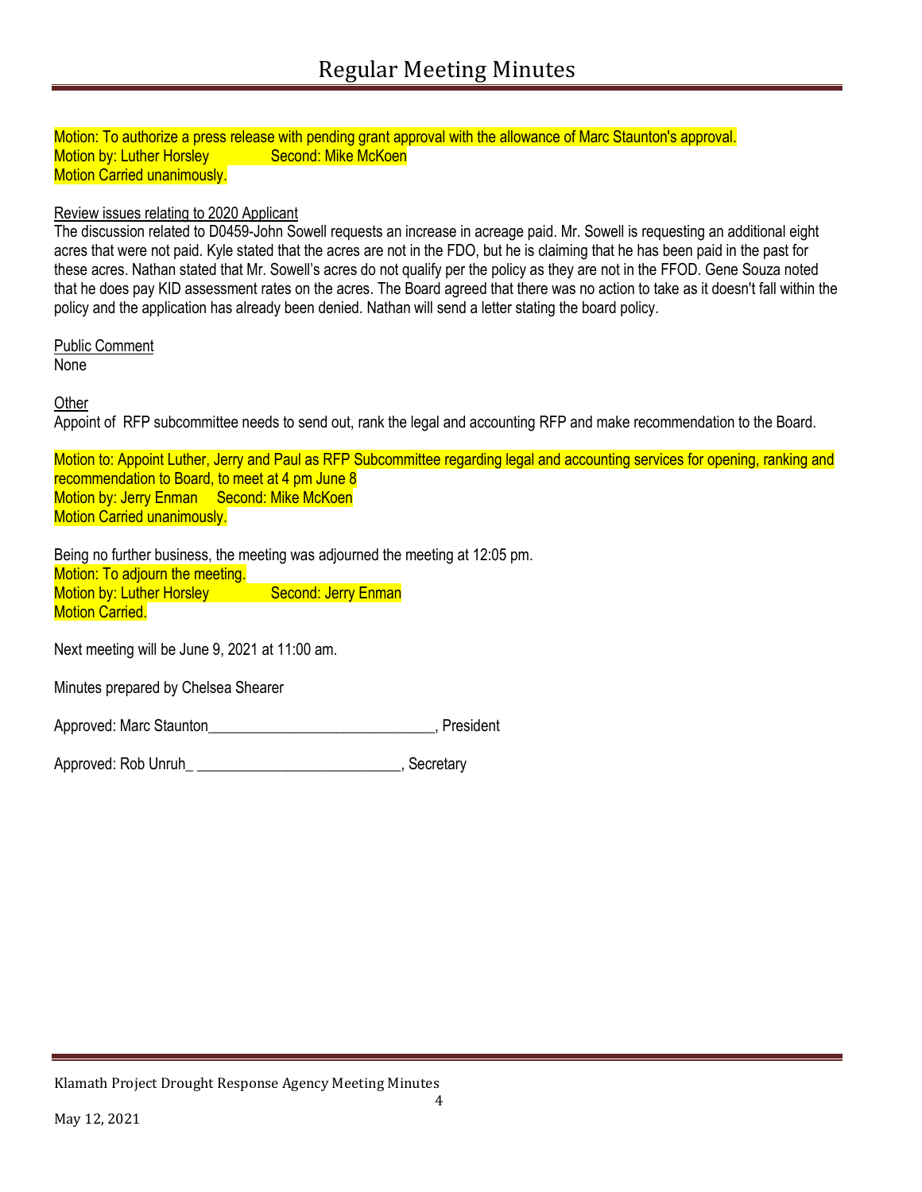Motion: To authorize a press release with pending grant approval with the allowance of Marc Staunton's approval.
Motion by: Luther Horsley Second: Mike McKoen
Motion Carried unanimously.

Review issues relating to 2020 Applicant

The discussion related to D0459-John Sowell requests an increase in acreage paid. Mr. Sowell is requesting an additional eight acres that were not paid. Kyle stated that the acres are not in the FDO, but he is claiming that he has been paid in the past for these acres. Nathan stated that Mr. Sowell's acres do not qualify per the policy as they are not in the FFOD. Gene Souza noted that he does pay KID assessment rates on the acres. The Board agreed that there was no action to take as it doesn't fall within the policy and the application has already been denied. Nathan will send a letter stating the board policy.

Public Comment

None

Other

Appoint of RFP subcommittee needs to send out, rank the legal and accounting RFP and make recommendation to the Board.

Motion to: Appoint Luther, Jerry and Paul as RFP Subcommittee regarding legal and accounting services for opening, ranking and recommendation to Board, to meet at 4 pm June 8
Motion by: Jerry Enman Second: Mike McKoen
Motion Carried unanimously.

Being no further business, the meeting was adjourned the meeting at 12:05 pm.
Motion: To adjourn the meeting.
Motion by: Luther Horsley Second: Jerry Enman
Motion Carried.

Next meeting will be June 9, 2021 at 11:00 am.

Minutes prepared by Chelsea Shearer

Approved: Marc Staunton______________________________, President

Approved: Rob Unruh_ ___________________________, Secretary